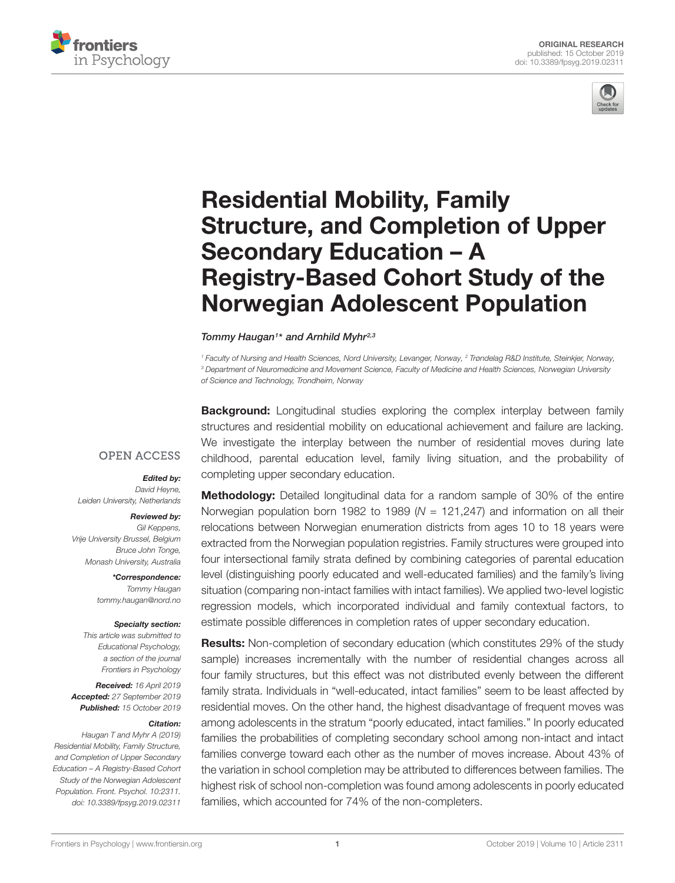ORIGINAL RESEARCH
published: 15 October 2019
doi: 10.3389/fpsyg.2019.02311

# Residential Mobility, Family Structure, and Completion of Upper Secondary Education – A Registry-Based Cohort Study of the Norwegian Adolescent Population

*Tommy Haugan[1]\* and Arnhild Myhr[2,3]*

[1] Faculty of Nursing and Health Sciences, Nord University, Levanger, Norway, [2] Trøndelag R&D Institute, Steinkjer, Norway, [3] Department of Neuromedicine and Movement Science, Faculty of Medicine and Health Sciences, Norwegian University of Science and Technology, Trondheim, Norway

OPEN ACCESS

***Edited by:***
*David Heyne,*
*Leiden University, Netherlands*

***Reviewed by:***
*Gil Keppens,*
*Vrije University Brussel, Belgium*
*Bruce John Tonge,*
*Monash University, Australia*

***\*Correspondence:***
*Tommy Haugan*
*tommy.haugan@nord.no*

***Specialty section:***
*This article was submitted to Educational Psychology, a section of the journal Frontiers in Psychology*

***Received:*** *16 April 2019*
***Accepted:*** *27 September 2019*
***Published:*** *15 October 2019*

***Citation:***
*Haugan T and Myhr A (2019) Residential Mobility, Family Structure, and Completion of Upper Secondary Education – A Registry-Based Cohort Study of the Norwegian Adolescent Population. Front. Psychol. 10:2311. doi: 10.3389/fpsyg.2019.02311*

**Background:** Longitudinal studies exploring the complex interplay between family structures and residential mobility on educational achievement and failure are lacking. We investigate the interplay between the number of residential moves during late childhood, parental education level, family living situation, and the probability of completing upper secondary education.

**Methodology:** Detailed longitudinal data for a random sample of 30% of the entire Norwegian population born 1982 to 1989 ($N$ = 121,247) and information on all their relocations between Norwegian enumeration districts from ages 10 to 18 years were extracted from the Norwegian population registries. Family structures were grouped into four intersectional family strata defined by combining categories of parental education level (distinguishing poorly educated and well-educated families) and the family's living situation (comparing non-intact families with intact families). We applied two-level logistic regression models, which incorporated individual and family contextual factors, to estimate possible differences in completion rates of upper secondary education.

**Results:** Non-completion of secondary education (which constitutes 29% of the study sample) increases incrementally with the number of residential changes across all four family structures, but this effect was not distributed evenly between the different family strata. Individuals in "well-educated, intact families" seem to be least affected by residential moves. On the other hand, the highest disadvantage of frequent moves was among adolescents in the stratum "poorly educated, intact families." In poorly educated families the probabilities of completing secondary school among non-intact and intact families converge toward each other as the number of moves increase. About 43% of the variation in school completion may be attributed to differences between families. The highest risk of school non-completion was found among adolescents in poorly educated families, which accounted for 74% of the non-completers.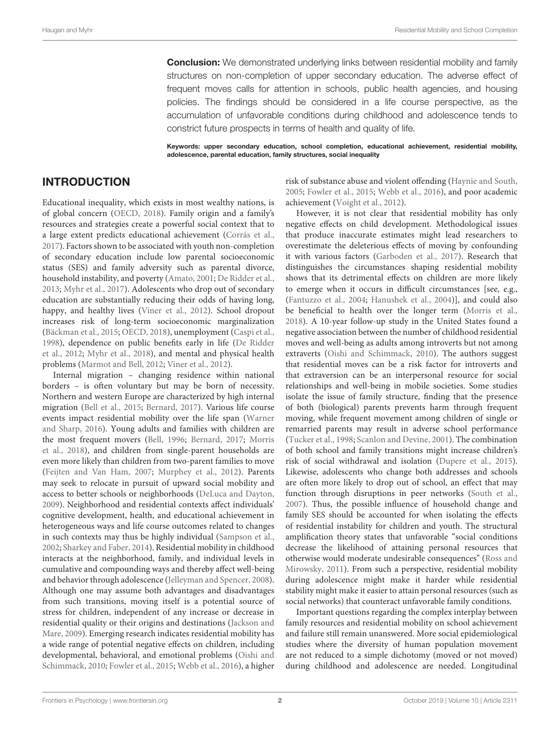**Conclusion:** We demonstrated underlying links between residential mobility and family structures on non-completion of upper secondary education. The adverse effect of frequent moves calls for attention in schools, public health agencies, and housing policies. The findings should be considered in a life course perspective, as the accumulation of unfavorable conditions during childhood and adolescence tends to constrict future prospects in terms of health and quality of life.

**Keywords: upper secondary education, school completion, educational achievement, residential mobility, adolescence, parental education, family structures, social inequality**

## INTRODUCTION

Educational inequality, which exists in most wealthy nations, is of global concern (OECD, 2018). Family origin and a family's resources and strategies create a powerful social context that to a large extent predicts educational achievement (Corrás et al., 2017). Factors shown to be associated with youth non-completion of secondary education include low parental socioeconomic status (SES) and family adversity such as parental divorce, household instability, and poverty (Amato, 2001; De Ridder et al., 2013; Myhr et al., 2017). Adolescents who drop out of secondary education are substantially reducing their odds of having long, happy, and healthy lives (Viner et al., 2012). School dropout increases risk of long-term socioeconomic marginalization (Bäckman et al., 2015; OECD, 2018), unemployment (Caspi et al., 1998), dependence on public benefits early in life (De Ridder et al., 2012; Myhr et al., 2018), and mental and physical health problems (Marmot and Bell, 2012; Viner et al., 2012).

Internal migration – changing residence within national borders – is often voluntary but may be born of necessity. Northern and western Europe are characterized by high internal migration (Bell et al., 2015; Bernard, 2017). Various life course events impact residential mobility over the life span (Warner and Sharp, 2016). Young adults and families with children are the most frequent movers (Bell, 1996; Bernard, 2017; Morris et al., 2018), and children from single-parent households are even more likely than children from two-parent families to move (Feijten and Van Ham, 2007; Murphey et al., 2012). Parents may seek to relocate in pursuit of upward social mobility and access to better schools or neighborhoods (DeLuca and Dayton, 2009). Neighborhood and residential contexts affect individuals' cognitive development, health, and educational achievement in heterogeneous ways and life course outcomes related to changes in such contexts may thus be highly individual (Sampson et al., 2002; Sharkey and Faber, 2014). Residential mobility in childhood interacts at the neighborhood, family, and individual levels in cumulative and compounding ways and thereby affect well-being and behavior through adolescence (Jelleyman and Spencer, 2008). Although one may assume both advantages and disadvantages from such transitions, moving itself is a potential source of stress for children, independent of any increase or decrease in residential quality or their origins and destinations (Jackson and Mare, 2009). Emerging research indicates residential mobility has a wide range of potential negative effects on children, including developmental, behavioral, and emotional problems (Oishi and Schimmack, 2010; Fowler et al., 2015; Webb et al., 2016), a higher risk of substance abuse and violent offending (Haynie and South, 2005; Fowler et al., 2015; Webb et al., 2016), and poor academic achievement (Voight et al., 2012).

However, it is not clear that residential mobility has only negative effects on child development. Methodological issues that produce inaccurate estimates might lead researchers to overestimate the deleterious effects of moving by confounding it with various factors (Garboden et al., 2017). Research that distinguishes the circumstances shaping residential mobility shows that its detrimental effects on children are more likely to emerge when it occurs in difficult circumstances [see, e.g., (Fantuzzo et al., 2004; Hanushek et al., 2004)], and could also be beneficial to health over the longer term (Morris et al., 2018). A 10-year follow-up study in the United States found a negative association between the number of childhood residential moves and well-being as adults among introverts but not among extraverts (Oishi and Schimmack, 2010). The authors suggest that residential moves can be a risk factor for introverts and that extraversion can be an interpersonal resource for social relationships and well-being in mobile societies. Some studies isolate the issue of family structure, finding that the presence of both (biological) parents prevents harm through frequent moving, while frequent movement among children of single or remarried parents may result in adverse school performance (Tucker et al., 1998; Scanlon and Devine, 2001). The combination of both school and family transitions might increase children's risk of social withdrawal and isolation (Dupere et al., 2015). Likewise, adolescents who change both addresses and schools are often more likely to drop out of school, an effect that may function through disruptions in peer networks (South et al., 2007). Thus, the possible influence of household change and family SES should be accounted for when isolating the effects of residential instability for children and youth. The structural amplification theory states that unfavorable "social conditions decrease the likelihood of attaining personal resources that otherwise would moderate undesirable consequences" (Ross and Mirowsky, 2011). From such a perspective, residential mobility during adolescence might make it harder while residential stability might make it easier to attain personal resources (such as social networks) that counteract unfavorable family conditions.

Important questions regarding the complex interplay between family resources and residential mobility on school achievement and failure still remain unanswered. More social epidemiological studies where the diversity of human population movement are not reduced to a simple dichotomy (moved or not moved) during childhood and adolescence are needed. Longitudinal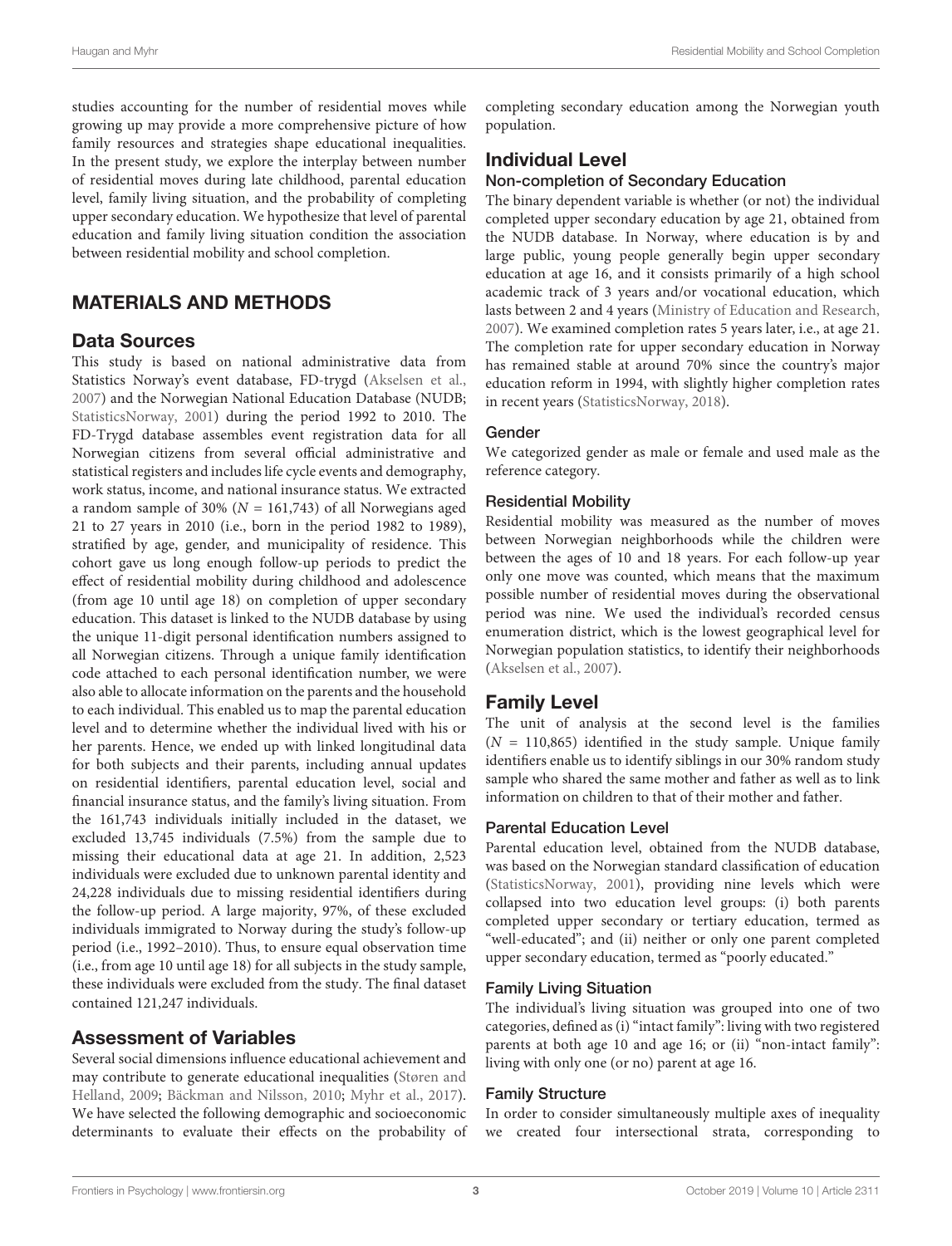studies accounting for the number of residential moves while growing up may provide a more comprehensive picture of how family resources and strategies shape educational inequalities. In the present study, we explore the interplay between number of residential moves during late childhood, parental education level, family living situation, and the probability of completing upper secondary education. We hypothesize that level of parental education and family living situation condition the association between residential mobility and school completion.

## MATERIALS AND METHODS

### Data Sources

This study is based on national administrative data from Statistics Norway's event database, FD-trygd (Akselsen et al., 2007) and the Norwegian National Education Database (NUDB; StatisticsNorway, 2001) during the period 1992 to 2010. The FD-Trygd database assembles event registration data for all Norwegian citizens from several official administrative and statistical registers and includes life cycle events and demography, work status, income, and national insurance status. We extracted a random sample of 30% ($N$ = 161,743) of all Norwegians aged 21 to 27 years in 2010 (i.e., born in the period 1982 to 1989), stratified by age, gender, and municipality of residence. This cohort gave us long enough follow-up periods to predict the effect of residential mobility during childhood and adolescence (from age 10 until age 18) on completion of upper secondary education. This dataset is linked to the NUDB database by using the unique 11-digit personal identification numbers assigned to all Norwegian citizens. Through a unique family identification code attached to each personal identification number, we were also able to allocate information on the parents and the household to each individual. This enabled us to map the parental education level and to determine whether the individual lived with his or her parents. Hence, we ended up with linked longitudinal data for both subjects and their parents, including annual updates on residential identifiers, parental education level, social and financial insurance status, and the family's living situation. From the 161,743 individuals initially included in the dataset, we excluded 13,745 individuals (7.5%) from the sample due to missing their educational data at age 21. In addition, 2,523 individuals were excluded due to unknown parental identity and 24,228 individuals due to missing residential identifiers during the follow-up period. A large majority, 97%, of these excluded individuals immigrated to Norway during the study's follow-up period (i.e., 1992–2010). Thus, to ensure equal observation time (i.e., from age 10 until age 18) for all subjects in the study sample, these individuals were excluded from the study. The final dataset contained 121,247 individuals.

### Assessment of Variables

Several social dimensions influence educational achievement and may contribute to generate educational inequalities (Støren and Helland, 2009; Bäckman and Nilsson, 2010; Myhr et al., 2017). We have selected the following demographic and socioeconomic determinants to evaluate their effects on the probability of completing secondary education among the Norwegian youth population.

### Individual Level

#### Non-completion of Secondary Education

The binary dependent variable is whether (or not) the individual completed upper secondary education by age 21, obtained from the NUDB database. In Norway, where education is by and large public, young people generally begin upper secondary education at age 16, and it consists primarily of a high school academic track of 3 years and/or vocational education, which lasts between 2 and 4 years (Ministry of Education and Research, 2007). We examined completion rates 5 years later, i.e., at age 21. The completion rate for upper secondary education in Norway has remained stable at around 70% since the country's major education reform in 1994, with slightly higher completion rates in recent years (StatisticsNorway, 2018).

#### Gender

We categorized gender as male or female and used male as the reference category.

#### Residential Mobility

Residential mobility was measured as the number of moves between Norwegian neighborhoods while the children were between the ages of 10 and 18 years. For each follow-up year only one move was counted, which means that the maximum possible number of residential moves during the observational period was nine. We used the individual's recorded census enumeration district, which is the lowest geographical level for Norwegian population statistics, to identify their neighborhoods (Akselsen et al., 2007).

### Family Level

The unit of analysis at the second level is the families ($N$ = 110,865) identified in the study sample. Unique family identifiers enable us to identify siblings in our 30% random study sample who shared the same mother and father as well as to link information on children to that of their mother and father.

#### Parental Education Level

Parental education level, obtained from the NUDB database, was based on the Norwegian standard classification of education (StatisticsNorway, 2001), providing nine levels which were collapsed into two education level groups: (i) both parents completed upper secondary or tertiary education, termed as "well-educated"; and (ii) neither or only one parent completed upper secondary education, termed as "poorly educated."

#### Family Living Situation

The individual's living situation was grouped into one of two categories, defined as (i) "intact family": living with two registered parents at both age 10 and age 16; or (ii) "non-intact family": living with only one (or no) parent at age 16.

#### Family Structure

In order to consider simultaneously multiple axes of inequality we created four intersectional strata, corresponding to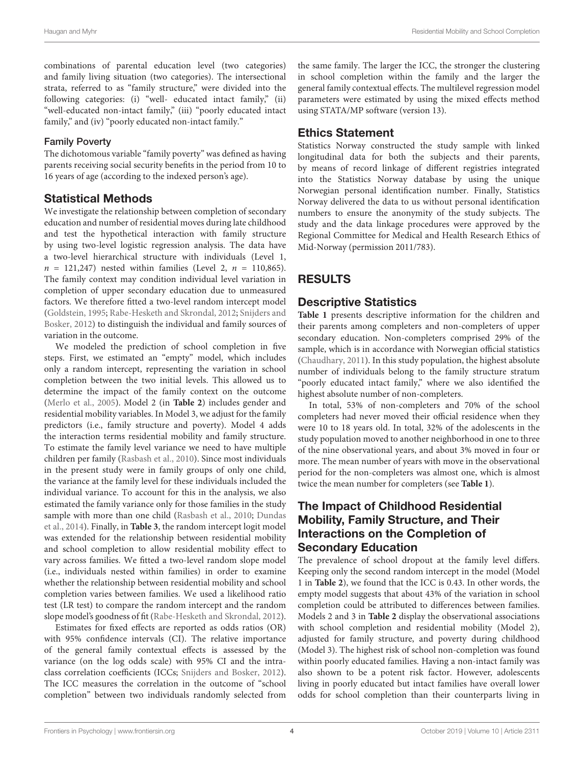combinations of parental education level (two categories) and family living situation (two categories). The intersectional strata, referred to as "family structure," were divided into the following categories: (i) "well- educated intact family," (ii) "well-educated non-intact family," (iii) "poorly educated intact family," and (iv) "poorly educated non-intact family."

### Family Poverty

The dichotomous variable "family poverty" was defined as having parents receiving social security benefits in the period from 10 to 16 years of age (according to the indexed person's age).

## Statistical Methods

We investigate the relationship between completion of secondary education and number of residential moves during late childhood and test the hypothetical interaction with family structure by using two-level logistic regression analysis. The data have a two-level hierarchical structure with individuals (Level 1, $n$ = 121,247) nested within families (Level 2, $n$ = 110,865). The family context may condition individual level variation in completion of upper secondary education due to unmeasured factors. We therefore fitted a two-level random intercept model (Goldstein, 1995; Rabe-Hesketh and Skrondal, 2012; Snijders and Bosker, 2012) to distinguish the individual and family sources of variation in the outcome.

We modeled the prediction of school completion in five steps. First, we estimated an "empty" model, which includes only a random intercept, representing the variation in school completion between the two initial levels. This allowed us to determine the impact of the family context on the outcome (Merlo et al., 2005). Model 2 (in **Table 2**) includes gender and residential mobility variables. In Model 3, we adjust for the family predictors (i.e., family structure and poverty). Model 4 adds the interaction terms residential mobility and family structure. To estimate the family level variance we need to have multiple children per family (Rasbash et al., 2010). Since most individuals in the present study were in family groups of only one child, the variance at the family level for these individuals included the individual variance. To account for this in the analysis, we also estimated the family variance only for those families in the study sample with more than one child (Rasbash et al., 2010; Dundas et al., 2014). Finally, in **Table 3**, the random intercept logit model was extended for the relationship between residential mobility and school completion to allow residential mobility effect to vary across families. We fitted a two-level random slope model (i.e., individuals nested within families) in order to examine whether the relationship between residential mobility and school completion varies between families. We used a likelihood ratio test (LR test) to compare the random intercept and the random slope model's goodness of fit (Rabe-Hesketh and Skrondal, 2012).

Estimates for fixed effects are reported as odds ratios (OR) with 95% confidence intervals (CI). The relative importance of the general family contextual effects is assessed by the variance (on the log odds scale) with 95% CI and the intra-class correlation coefficients (ICCs; Snijders and Bosker, 2012). The ICC measures the correlation in the outcome of "school completion" between two individuals randomly selected from the same family. The larger the ICC, the stronger the clustering in school completion within the family and the larger the general family contextual effects. The multilevel regression model parameters were estimated by using the mixed effects method using STATA/MP software (version 13).

## Ethics Statement

Statistics Norway constructed the study sample with linked longitudinal data for both the subjects and their parents, by means of record linkage of different registries integrated into the Statistics Norway database by using the unique Norwegian personal identification number. Finally, Statistics Norway delivered the data to us without personal identification numbers to ensure the anonymity of the study subjects. The study and the data linkage procedures were approved by the Regional Committee for Medical and Health Research Ethics of Mid-Norway (permission 2011/783).

# RESULTS

## Descriptive Statistics

**Table 1** presents descriptive information for the children and their parents among completers and non-completers of upper secondary education. Non-completers comprised 29% of the sample, which is in accordance with Norwegian official statistics (Chaudhary, 2011). In this study population, the highest absolute number of individuals belong to the family structure stratum "poorly educated intact family," where we also identified the highest absolute number of non-completers.

In total, 53% of non-completers and 70% of the school completers had never moved their official residence when they were 10 to 18 years old. In total, 32% of the adolescents in the study population moved to another neighborhood in one to three of the nine observational years, and about 3% moved in four or more. The mean number of years with move in the observational period for the non-completers was almost one, which is almost twice the mean number for completers (see **Table 1**).

## The Impact of Childhood Residential Mobility, Family Structure, and Their Interactions on the Completion of Secondary Education

The prevalence of school dropout at the family level differs. Keeping only the second random intercept in the model (Model 1 in **Table 2**), we found that the ICC is 0.43. In other words, the empty model suggests that about 43% of the variation in school completion could be attributed to differences between families. Models 2 and 3 in **Table 2** display the observational associations with school completion and residential mobility (Model 2), adjusted for family structure, and poverty during childhood (Model 3). The highest risk of school non-completion was found within poorly educated families. Having a non-intact family was also shown to be a potent risk factor. However, adolescents living in poorly educated but intact families have overall lower odds for school completion than their counterparts living in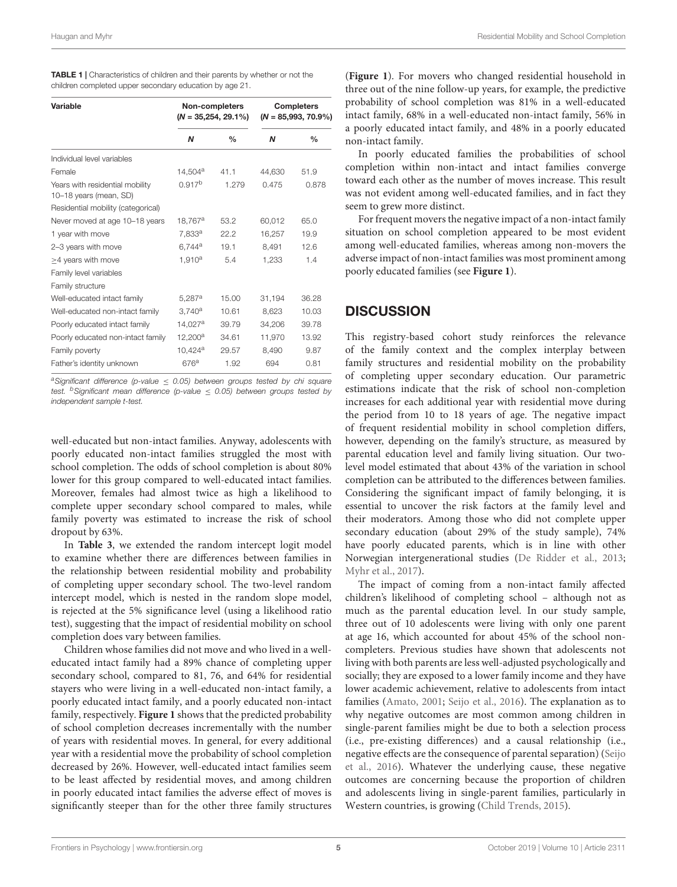**TABLE 1** | Characteristics of children and their parents by whether or not the children completed upper secondary education by age 21.

| Variable | Non-completers ($N$ = 35,254, 29.1%) | | Completers ($N$ = 85,993, 70.9%) | |
|---|---|---|---|---|
| | ***N*** | **%** | ***N*** | **%** |
| Individual level variables | | | | |
| Female | 14,504[a] | 41.1 | 44,630 | 51.9 |
| Years with residential mobility 10–18 years (mean, SD) | 0.917[b] | 1.279 | 0.475 | 0.878 |
| Residential mobility (categorical) | | | | |
| Never moved at age 10–18 years | 18,767[a] | 53.2 | 60,012 | 65.0 |
| 1 year with move | 7,833[a] | 22.2 | 16,257 | 19.9 |
| 2–3 years with move | 6,744[a] | 19.1 | 8,491 | 12.6 |
| ≥4 years with move | 1,910[a] | 5.4 | 1,233 | 1.4 |
| Family level variables | | | | |
| Family structure | | | | |
| Well-educated intact family | 5,287[a] | 15.00 | 31,194 | 36.28 |
| Well-educated non-intact family | 3,740[a] | 10.61 | 8,623 | 10.03 |
| Poorly educated intact family | 14,027[a] | 39.79 | 34,206 | 39.78 |
| Poorly educated non-intact family | 12,200[a] | 34.61 | 11,970 | 13.92 |
| Family poverty | 10,424[a] | 29.57 | 8,490 | 9.87 |
| Father's identity unknown | 676[a] | 1.92 | 694 | 0.81 |

[a]*Significant difference (p-value ≤ 0.05) between groups tested by chi square test.* [b]*Significant mean difference (p-value ≤ 0.05) between groups tested by independent sample t-test.*

well-educated but non-intact families. Anyway, adolescents with poorly educated non-intact families struggled the most with school completion. The odds of school completion is about 80% lower for this group compared to well-educated intact families. Moreover, females had almost twice as high a likelihood to complete upper secondary school compared to males, while family poverty was estimated to increase the risk of school dropout by 63%.

In **Table 3**, we extended the random intercept logit model to examine whether there are differences between families in the relationship between residential mobility and probability of completing upper secondary school. The two-level random intercept model, which is nested in the random slope model, is rejected at the 5% significance level (using a likelihood ratio test), suggesting that the impact of residential mobility on school completion does vary between families.

Children whose families did not move and who lived in a well-educated intact family had a 89% chance of completing upper secondary school, compared to 81, 76, and 64% for residential stayers who were living in a well-educated non-intact family, a poorly educated intact family, and a poorly educated non-intact family, respectively. **Figure 1** shows that the predicted probability of school completion decreases incrementally with the number of years with residential moves. In general, for every additional year with a residential move the probability of school completion decreased by 26%. However, well-educated intact families seem to be least affected by residential moves, and among children in poorly educated intact families the adverse effect of moves is significantly steeper than for the other three family structures (**Figure 1**). For movers who changed residential household in three out of the nine follow-up years, for example, the predictive probability of school completion was 81% in a well-educated intact family, 68% in a well-educated non-intact family, 56% in a poorly educated intact family, and 48% in a poorly educated non-intact family.

In poorly educated families the probabilities of school completion within non-intact and intact families converge toward each other as the number of moves increase. This result was not evident among well-educated families, and in fact they seem to grew more distinct.

For frequent movers the negative impact of a non-intact family situation on school completion appeared to be most evident among well-educated families, whereas among non-movers the adverse impact of non-intact families was most prominent among poorly educated families (see **Figure 1**).

## DISCUSSION

This registry-based cohort study reinforces the relevance of the family context and the complex interplay between family structures and residential mobility on the probability of completing upper secondary education. Our parametric estimations indicate that the risk of school non-completion increases for each additional year with residential move during the period from 10 to 18 years of age. The negative impact of frequent residential mobility in school completion differs, however, depending on the family's structure, as measured by parental education level and family living situation. Our two-level model estimated that about 43% of the variation in school completion can be attributed to the differences between families. Considering the significant impact of family belonging, it is essential to uncover the risk factors at the family level and their moderators. Among those who did not complete upper secondary education (about 29% of the study sample), 74% have poorly educated parents, which is in line with other Norwegian intergenerational studies (De Ridder et al., 2013; Myhr et al., 2017).

The impact of coming from a non-intact family affected children's likelihood of completing school – although not as much as the parental education level. In our study sample, three out of 10 adolescents were living with only one parent at age 16, which accounted for about 45% of the school non-completers. Previous studies have shown that adolescents not living with both parents are less well-adjusted psychologically and socially; they are exposed to a lower family income and they have lower academic achievement, relative to adolescents from intact families (Amato, 2001; Seijo et al., 2016). The explanation as to why negative outcomes are most common among children in single-parent families might be due to both a selection process (i.e., pre-existing differences) and a causal relationship (i.e., negative effects are the consequence of parental separation) (Seijo et al., 2016). Whatever the underlying cause, these negative outcomes are concerning because the proportion of children and adolescents living in single-parent families, particularly in Western countries, is growing (Child Trends, 2015).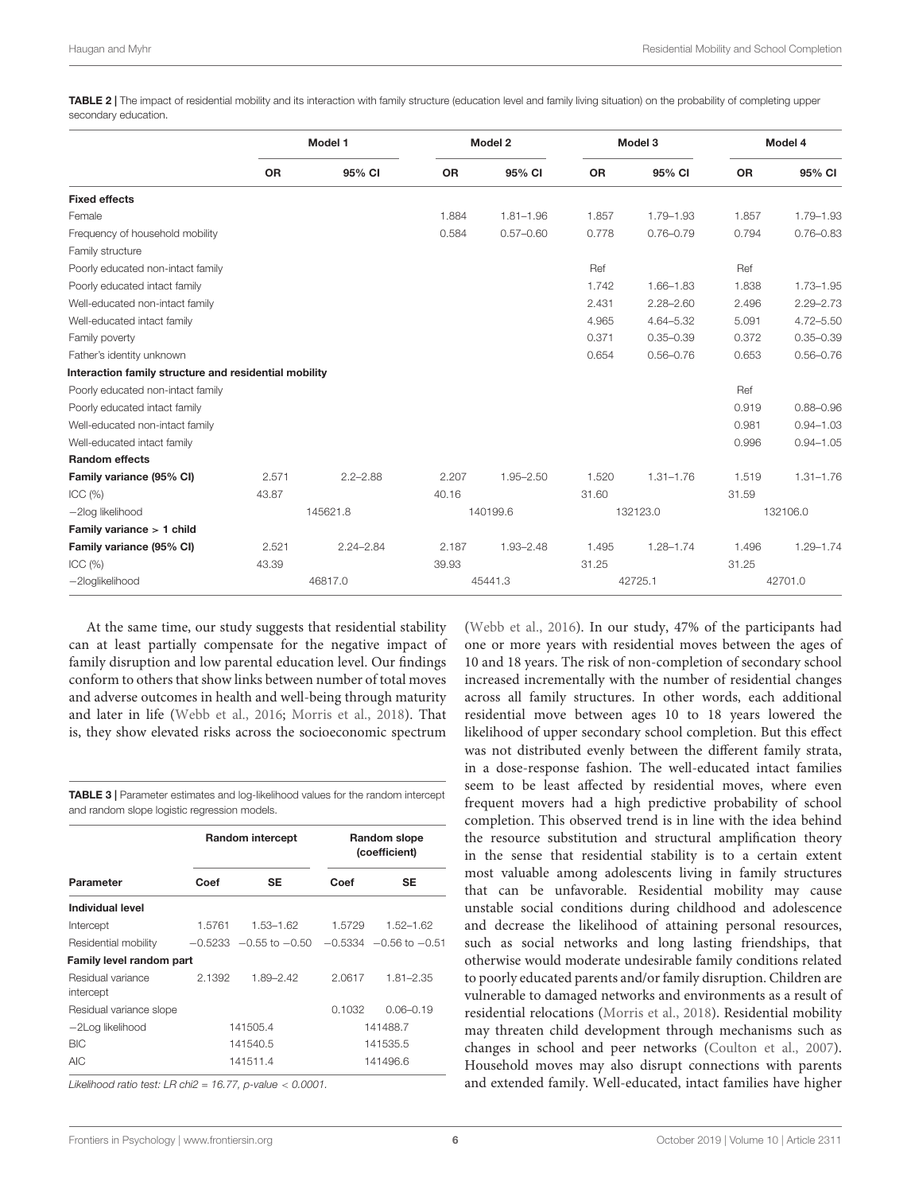**TABLE 2 |** The impact of residential mobility and its interaction with family structure (education level and family living situation) on the probability of completing upper secondary education.

| | Model 1 | | Model 2 | | Model 3 | | Model 4 | |
|---|---|---|---|---|---|---|---|---|
| | OR | 95% CI | OR | 95% CI | OR | 95% CI | OR | 95% CI |
| **Fixed effects** | | | | | | | | |
| Female | | | 1.884 | 1.81–1.96 | 1.857 | 1.79–1.93 | 1.857 | 1.79–1.93 |
| Frequency of household mobility | | | 0.584 | 0.57–0.60 | 0.778 | 0.76–0.79 | 0.794 | 0.76–0.83 |
| Family structure | | | | | | | | |
| Poorly educated non-intact family | | | | | Ref | | Ref | |
| Poorly educated intact family | | | | | 1.742 | 1.66–1.83 | 1.838 | 1.73–1.95 |
| Well-educated non-intact family | | | | | 2.431 | 2.28–2.60 | 2.496 | 2.29–2.73 |
| Well-educated intact family | | | | | 4.965 | 4.64–5.32 | 5.091 | 4.72–5.50 |
| Family poverty | | | | | 0.371 | 0.35–0.39 | 0.372 | 0.35–0.39 |
| Father's identity unknown | | | | | 0.654 | 0.56–0.76 | 0.653 | 0.56–0.76 |
| **Interaction family structure and residential mobility** | | | | | | | | |
| Poorly educated non-intact family | | | | | | | Ref | |
| Poorly educated intact family | | | | | | | 0.919 | 0.88–0.96 |
| Well-educated non-intact family | | | | | | | 0.981 | 0.94–1.03 |
| Well-educated intact family | | | | | | | 0.996 | 0.94–1.05 |
| **Random effects** | | | | | | | | |
| **Family variance (95% CI)** | 2.571 | 2.2–2.88 | 2.207 | 1.95–2.50 | 1.520 | 1.31–1.76 | 1.519 | 1.31–1.76 |
| ICC (%) | 43.87 | | 40.16 | | 31.60 | | 31.59 | |
| −2log likelihood | | 145621.8 | | 140199.6 | | 132123.0 | | 132106.0 |
| **Family variance > 1 child** | | | | | | | | |
| **Family variance (95% CI)** | 2.521 | 2.24–2.84 | 2.187 | 1.93–2.48 | 1.495 | 1.28–1.74 | 1.496 | 1.29–1.74 |
| ICC (%) | 43.39 | | 39.93 | | 31.25 | | 31.25 | |
| −2loglikelihood | | 46817.0 | | 45441.3 | | 42725.1 | | 42701.0 |

At the same time, our study suggests that residential stability can at least partially compensate for the negative impact of family disruption and low parental education level. Our findings conform to others that show links between number of total moves and adverse outcomes in health and well-being through maturity and later in life (Webb et al., 2016; Morris et al., 2018). That is, they show elevated risks across the socioeconomic spectrum (Webb et al., 2016). In our study, 47% of the participants had one or more years with residential moves between the ages of 10 and 18 years. The risk of non-completion of secondary school increased incrementally with the number of residential changes across all family structures. In other words, each additional residential move between ages 10 to 18 years lowered the likelihood of upper secondary school completion. But this effect was not distributed evenly between the different family strata, in a dose-response fashion. The well-educated intact families seem to be least affected by residential moves, where even frequent movers had a high predictive probability of school completion. This observed trend is in line with the idea behind the resource substitution and structural amplification theory in the sense that residential stability is to a certain extent most valuable among adolescents living in family structures that can be unfavorable. Residential mobility may cause unstable social conditions during childhood and adolescence and decrease the likelihood of attaining personal resources, such as social networks and long lasting friendships, that otherwise would moderate undesirable family conditions related to poorly educated parents and/or family disruption. Children are vulnerable to damaged networks and environments as a result of residential relocations (Morris et al., 2018). Residential mobility may threaten child development through mechanisms such as changes in school and peer networks (Coulton et al., 2007). Household moves may also disrupt connections with parents and extended family. Well-educated, intact families have higher

**TABLE 3 |** Parameter estimates and log-likelihood values for the random intercept and random slope logistic regression models.

| Parameter | Random intercept | | Random slope (coefficient) | |
|---|---|---|---|---|
| | Coef | SE | Coef | SE |
| **Individual level** | | | | |
| Intercept | 1.5761 | 1.53–1.62 | 1.5729 | 1.52–1.62 |
| Residential mobility | −0.5233 | −0.55 to −0.50 | −0.5334 | −0.56 to −0.51 |
| **Family level random part** | | | | |
| Residual variance intercept | 2.1392 | 1.89–2.42 | 2.0617 | 1.81–2.35 |
| Residual variance slope | | | 0.1032 | 0.06–0.19 |
| −2Log likelihood | | 141505.4 | | 141488.7 |
| BIC | | 141540.5 | | 141535.5 |
| AIC | | 141511.4 | | 141496.6 |

*Likelihood ratio test: LR chi2 = 16.77, p-value < 0.0001.*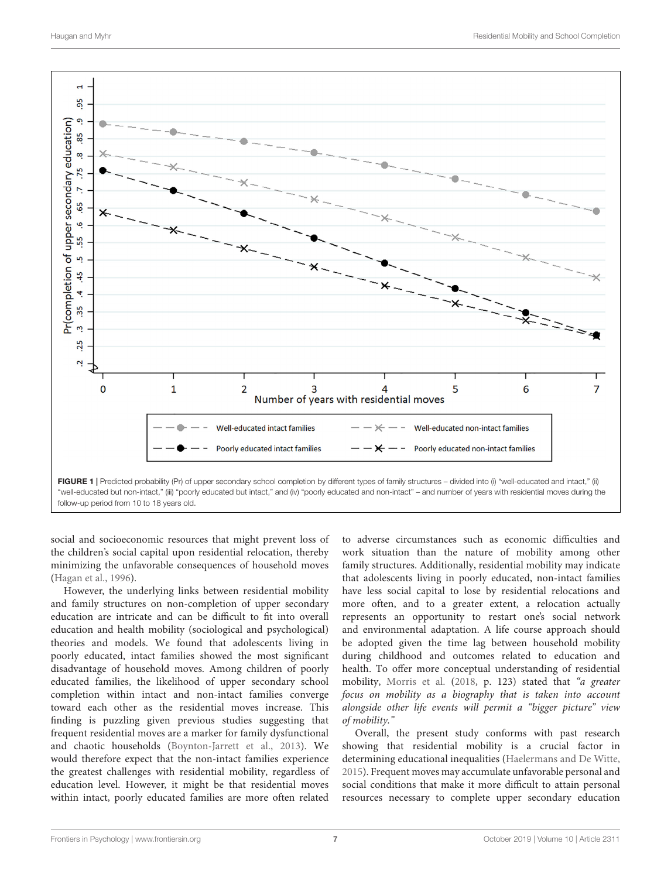Pr(completion of upper secondary education)

.2 .25 .3 .35 .4 .45 .5 .55 .6 .65 .7 .75 .8 .85 .9 .95 1

0 1 2 3 4 5 6 7

Number of years with residential moves

Well-educated intact families

Well-educated non-intact families

Poorly educated intact families

Poorly educated non-intact families

**FIGURE 1 |** Predicted probability (Pr) of upper secondary school completion by different types of family structures – divided into (i) "well-educated and intact," (ii) "well-educated but non-intact," (iii) "poorly educated but intact," and (iv) "poorly educated and non-intact" – and number of years with residential moves during the follow-up period from 10 to 18 years old.

social and socioeconomic resources that might prevent loss of the children's social capital upon residential relocation, thereby minimizing the unfavorable consequences of household moves (Hagan et al., 1996).

However, the underlying links between residential mobility and family structures on non-completion of upper secondary education are intricate and can be difficult to fit into overall education and health mobility (sociological and psychological) theories and models. We found that adolescents living in poorly educated, intact families showed the most significant disadvantage of household moves. Among children of poorly educated families, the likelihood of upper secondary school completion within intact and non-intact families converge toward each other as the residential moves increase. This finding is puzzling given previous studies suggesting that frequent residential moves are a marker for family dysfunctional and chaotic households (Boynton-Jarrett et al., 2013). We would therefore expect that the non-intact families experience the greatest challenges with residential mobility, regardless of education level. However, it might be that residential moves within intact, poorly educated families are more often related to adverse circumstances such as economic difficulties and work situation than the nature of mobility among other family structures. Additionally, residential mobility may indicate that adolescents living in poorly educated, non-intact families have less social capital to lose by residential relocations and more often, and to a greater extent, a relocation actually represents an opportunity to restart one's social network and environmental adaptation. A life course approach should be adopted given the time lag between household mobility during childhood and outcomes related to education and health. To offer more conceptual understanding of residential mobility, Morris et al. (2018, p. 123) stated that *"a greater focus on mobility as a biography that is taken into account alongside other life events will permit a "bigger picture" view of mobility."*

Overall, the present study conforms with past research showing that residential mobility is a crucial factor in determining educational inequalities (Haelermans and De Witte, 2015). Frequent moves may accumulate unfavorable personal and social conditions that make it more difficult to attain personal resources necessary to complete upper secondary education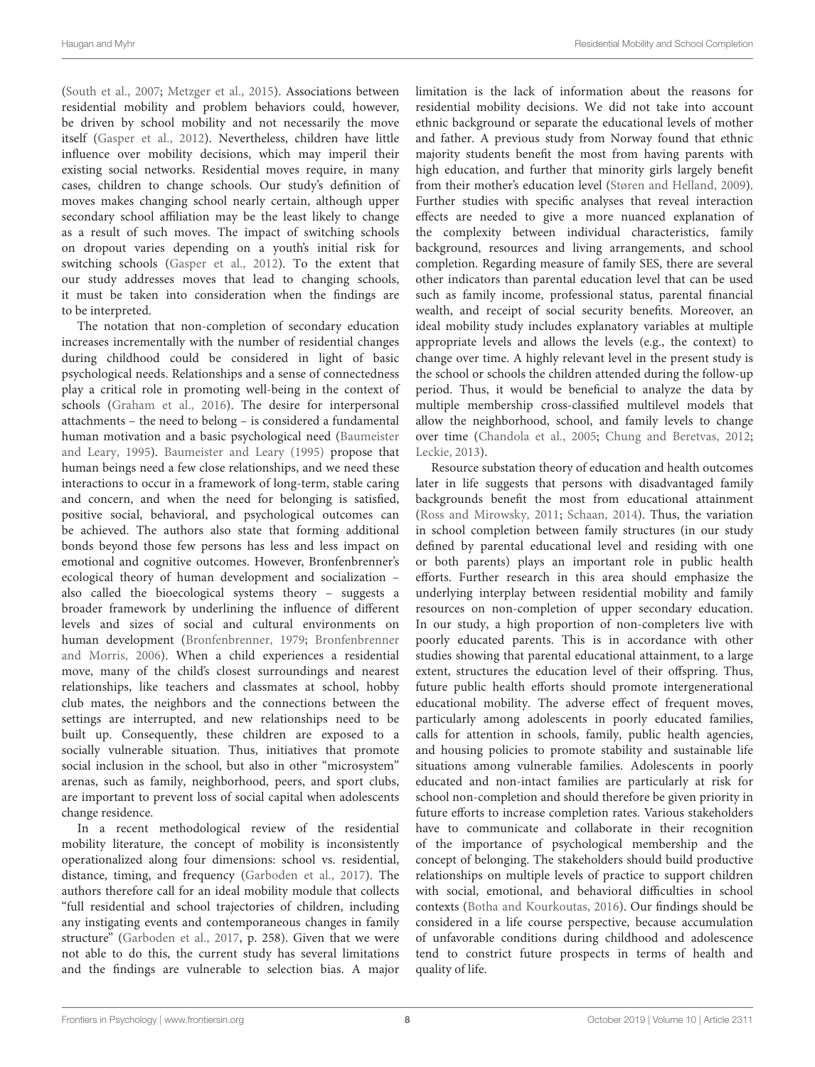(South et al., 2007; Metzger et al., 2015). Associations between residential mobility and problem behaviors could, however, be driven by school mobility and not necessarily the move itself (Gasper et al., 2012). Nevertheless, children have little influence over mobility decisions, which may imperil their existing social networks. Residential moves require, in many cases, children to change schools. Our study's definition of moves makes changing school nearly certain, although upper secondary school affiliation may be the least likely to change as a result of such moves. The impact of switching schools on dropout varies depending on a youth's initial risk for switching schools (Gasper et al., 2012). To the extent that our study addresses moves that lead to changing schools, it must be taken into consideration when the findings are to be interpreted.

The notation that non-completion of secondary education increases incrementally with the number of residential changes during childhood could be considered in light of basic psychological needs. Relationships and a sense of connectedness play a critical role in promoting well-being in the context of schools (Graham et al., 2016). The desire for interpersonal attachments – the need to belong – is considered a fundamental human motivation and a basic psychological need (Baumeister and Leary, 1995). Baumeister and Leary (1995) propose that human beings need a few close relationships, and we need these interactions to occur in a framework of long-term, stable caring and concern, and when the need for belonging is satisfied, positive social, behavioral, and psychological outcomes can be achieved. The authors also state that forming additional bonds beyond those few persons has less and less impact on emotional and cognitive outcomes. However, Bronfenbrenner's ecological theory of human development and socialization – also called the bioecological systems theory – suggests a broader framework by underlining the influence of different levels and sizes of social and cultural environments on human development (Bronfenbrenner, 1979; Bronfenbrenner and Morris, 2006). When a child experiences a residential move, many of the child's closest surroundings and nearest relationships, like teachers and classmates at school, hobby club mates, the neighbors and the connections between the settings are interrupted, and new relationships need to be built up. Consequently, these children are exposed to a socially vulnerable situation. Thus, initiatives that promote social inclusion in the school, but also in other "microsystem" arenas, such as family, neighborhood, peers, and sport clubs, are important to prevent loss of social capital when adolescents change residence.

In a recent methodological review of the residential mobility literature, the concept of mobility is inconsistently operationalized along four dimensions: school vs. residential, distance, timing, and frequency (Garboden et al., 2017). The authors therefore call for an ideal mobility module that collects "full residential and school trajectories of children, including any instigating events and contemporaneous changes in family structure" (Garboden et al., 2017, p. 258). Given that we were not able to do this, the current study has several limitations and the findings are vulnerable to selection bias. A major limitation is the lack of information about the reasons for residential mobility decisions. We did not take into account ethnic background or separate the educational levels of mother and father. A previous study from Norway found that ethnic majority students benefit the most from having parents with high education, and further that minority girls largely benefit from their mother's education level (Støren and Helland, 2009). Further studies with specific analyses that reveal interaction effects are needed to give a more nuanced explanation of the complexity between individual characteristics, family background, resources and living arrangements, and school completion. Regarding measure of family SES, there are several other indicators than parental education level that can be used such as family income, professional status, parental financial wealth, and receipt of social security benefits. Moreover, an ideal mobility study includes explanatory variables at multiple appropriate levels and allows the levels (e.g., the context) to change over time. A highly relevant level in the present study is the school or schools the children attended during the follow-up period. Thus, it would be beneficial to analyze the data by multiple membership cross-classified multilevel models that allow the neighborhood, school, and family levels to change over time (Chandola et al., 2005; Chung and Beretvas, 2012; Leckie, 2013).

Resource substation theory of education and health outcomes later in life suggests that persons with disadvantaged family backgrounds benefit the most from educational attainment (Ross and Mirowsky, 2011; Schaan, 2014). Thus, the variation in school completion between family structures (in our study defined by parental educational level and residing with one or both parents) plays an important role in public health efforts. Further research in this area should emphasize the underlying interplay between residential mobility and family resources on non-completion of upper secondary education. In our study, a high proportion of non-completers live with poorly educated parents. This is in accordance with other studies showing that parental educational attainment, to a large extent, structures the education level of their offspring. Thus, future public health efforts should promote intergenerational educational mobility. The adverse effect of frequent moves, particularly among adolescents in poorly educated families, calls for attention in schools, family, public health agencies, and housing policies to promote stability and sustainable life situations among vulnerable families. Adolescents in poorly educated and non-intact families are particularly at risk for school non-completion and should therefore be given priority in future efforts to increase completion rates. Various stakeholders have to communicate and collaborate in their recognition of the importance of psychological membership and the concept of belonging. The stakeholders should build productive relationships on multiple levels of practice to support children with social, emotional, and behavioral difficulties in school contexts (Botha and Kourkoutas, 2016). Our findings should be considered in a life course perspective, because accumulation of unfavorable conditions during childhood and adolescence tend to constrict future prospects in terms of health and quality of life.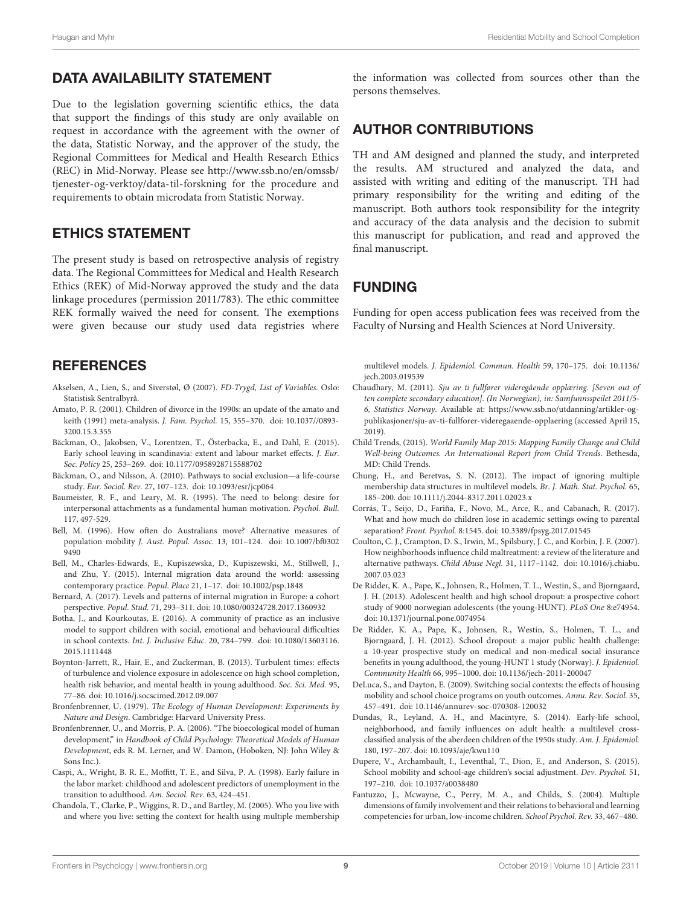## DATA AVAILABILITY STATEMENT

Due to the legislation governing scientific ethics, the data that support the findings of this study are only available on request in accordance with the agreement with the owner of the data, Statistic Norway, and the approver of the study, the Regional Committees for Medical and Health Research Ethics (REC) in Mid-Norway. Please see http://www.ssb.no/en/omssb/tjenester-og-verktoy/data-til-forskning for the procedure and requirements to obtain microdata from Statistic Norway.

## ETHICS STATEMENT

The present study is based on retrospective analysis of registry data. The Regional Committees for Medical and Health Research Ethics (REK) of Mid-Norway approved the study and the data linkage procedures (permission 2011/783). The ethic committee REK formally waived the need for consent. The exemptions were given because our study used data registries where the information was collected from sources other than the persons themselves.

## AUTHOR CONTRIBUTIONS

TH and AM designed and planned the study, and interpreted the results. AM structured and analyzed the data, and assisted with writing and editing of the manuscript. TH had primary responsibility for the writing and editing of the manuscript. Both authors took responsibility for the integrity and accuracy of the data analysis and the decision to submit this manuscript for publication, and read and approved the final manuscript.

## FUNDING

Funding for open access publication fees was received from the Faculty of Nursing and Health Sciences at Nord University.

## REFERENCES

Akselsen, A., Lien, S., and Siverstøl, Ø (2007). *FD-Trygd, List of Variables*. Oslo: Statistisk Sentralbyrå.

Amato, P. R. (2001). Children of divorce in the 1990s: an update of the amato and keith (1991) meta-analysis. *J. Fam. Psychol.* 15, 355–370. doi: 10.1037//0893-3200.15.3.355

Bäckman, O., Jakobsen, V., Lorentzen, T., Österbacka, E., and Dahl, E. (2015). Early school leaving in scandinavia: extent and labour market effects. *J. Eur. Soc. Policy* 25, 253–269. doi: 10.1177/0958928715588702

Bäckman, O., and Nilsson, A. (2010). Pathways to social exclusion—a life-course study. *Eur. Sociol. Rev.* 27, 107–123. doi: 10.1093/esr/jcp064

Baumeister, R. F., and Leary, M. R. (1995). The need to belong: desire for interpersonal attachments as a fundamental human motivation. *Psychol. Bull.* 117, 497-529.

Bell, M. (1996). How often do Australians move? Alternative measures of population mobility *J. Aust. Popul. Assoc.* 13, 101–124. doi: 10.1007/bf03029490

Bell, M., Charles-Edwards, E., Kupiszewska, D., Kupiszewski, M., Stillwell, J., and Zhu, Y. (2015). Internal migration data around the world: assessing contemporary practice. *Popul. Place* 21, 1–17. doi: 10.1002/psp.1848

Bernard, A. (2017). Levels and patterns of internal migration in Europe: a cohort perspective. *Popul. Stud.* 71, 293–311. doi: 10.1080/00324728.2017.1360932

Botha, J., and Kourkoutas, E. (2016). A community of practice as an inclusive model to support children with social, emotional and behavioural difficulties in school contexts. *Int. J. Inclusive Educ.* 20, 784–799. doi: 10.1080/13603116.2015.1111448

Boynton-Jarrett, R., Hair, E., and Zuckerman, B. (2013). Turbulent times: effects of turbulence and violence exposure in adolescence on high school completion, health risk behavior, and mental health in young adulthood. *Soc. Sci. Med.* 95, 77–86. doi: 10.1016/j.socscimed.2012.09.007

Bronfenbrenner, U. (1979). *The Ecology of Human Development: Experiments by Nature and Design*. Cambridge: Harvard University Press.

Bronfenbrenner, U., and Morris, P. A. (2006). "The bioecological model of human development," in *Handbook of Child Psychology: Theoretical Models of Human Development*, eds R. M. Lerner, and W. Damon, (Hoboken, NJ: John Wiley & Sons Inc.).

Caspi, A., Wright, B. R. E., Moffitt, T. E., and Silva, P. A. (1998). Early failure in the labor market: childhood and adolescent predictors of unemployment in the transition to adulthood. *Am. Sociol. Rev.* 63, 424–451.

Chandola, T., Clarke, P., Wiggins, R. D., and Bartley, M. (2005). Who you live with and where you live: setting the context for health using multiple membership multilevel models. *J. Epidemiol. Commun. Health* 59, 170–175. doi: 10.1136/jech.2003.019539

Chaudhary, M. (2011). *Sju av ti fullfører videregående opplæring. [Seven out of ten complete secondary education]. (In Norwegian), in: Samfunnsspeilet 2011/5-6, Statistics Norway*. Available at: https://www.ssb.no/utdanning/artikler-og-publikasjoner/sju-av-ti-fullforer-videregaaende-opplaering (accessed April 15, 2019).

Child Trends, (2015). *World Family Map 2015: Mapping Family Change and Child Well-being Outcomes. An International Report from Child Trends*. Bethesda, MD: Child Trends.

Chung, H., and Beretvas, S. N. (2012). The impact of ignoring multiple membership data structures in multilevel models. *Br. J. Math. Stat. Psychol.* 65, 185–200. doi: 10.1111/j.2044-8317.2011.02023.x

Corrás, T., Seijo, D., Fariña, F., Novo, M., Arce, R., and Cabanach, R. (2017). What and how much do children lose in academic settings owing to parental separation? *Front. Psychol.* 8:1545. doi: 10.3389/fpsyg.2017.01545

Coulton, C. J., Crampton, D. S., Irwin, M., Spilsbury, J. C., and Korbin, J. E. (2007). How neighborhoods influence child maltreatment: a review of the literature and alternative pathways. *Child Abuse Negl.* 31, 1117–1142. doi: 10.1016/j.chiabu.2007.03.023

De Ridder, K. A., Pape, K., Johnsen, R., Holmen, T. L., Westin, S., and Bjorngaard, J. H. (2013). Adolescent health and high school dropout: a prospective cohort study of 9000 norwegian adolescents (the young-HUNT). *PLoS One* 8:e74954. doi: 10.1371/journal.pone.0074954

De Ridder, K. A., Pape, K., Johnsen, R., Westin, S., Holmen, T. L., and Bjorngaard, J. H. (2012). School dropout: a major public health challenge: a 10-year prospective study on medical and non-medical social insurance benefits in young adulthood, the young-HUNT 1 study (Norway). *J. Epidemiol. Community Health* 66, 995–1000. doi: 10.1136/jech-2011-200047

DeLuca, S., and Dayton, E. (2009). Switching social contexts: the effects of housing mobility and school choice programs on youth outcomes. *Annu. Rev. Sociol.* 35, 457–491. doi: 10.1146/annurev-soc-070308-120032

Dundas, R., Leyland, A. H., and Macintyre, S. (2014). Early-life school, neighborhood, and family influences on adult health: a multilevel cross-classified analysis of the aberdeen children of the 1950s study. *Am. J. Epidemiol.* 180, 197–207. doi: 10.1093/aje/kwu110

Dupere, V., Archambault, I., Leventhal, T., Dion, E., and Anderson, S. (2015). School mobility and school-age children's social adjustment. *Dev. Psychol.* 51, 197–210. doi: 10.1037/a0038480

Fantuzzo, J., Mcwayne, C., Perry, M. A., and Childs, S. (2004). Multiple dimensions of family involvement and their relations to behavioral and learning competencies for urban, low-income children. *School Psychol. Rev.* 33, 467–480.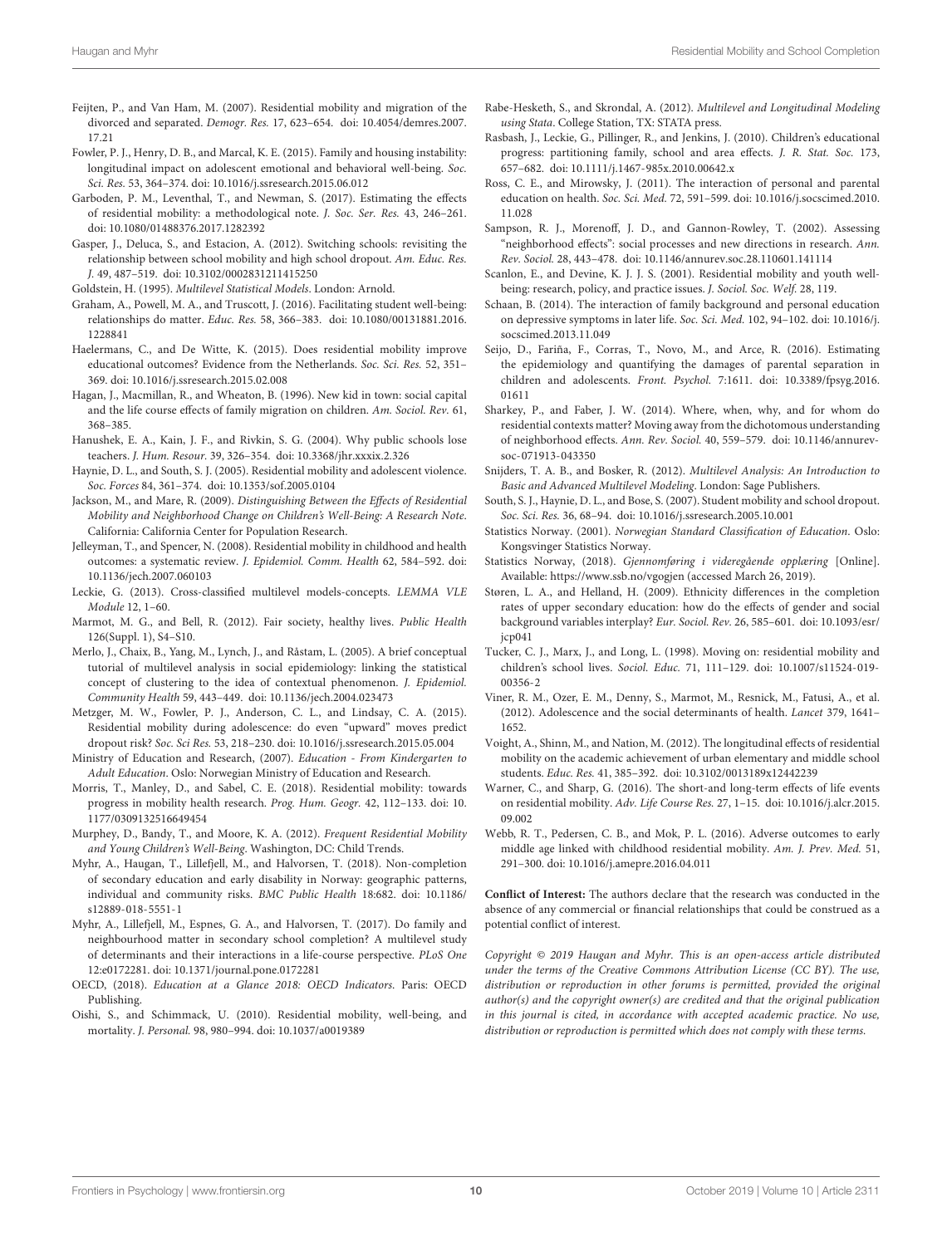Feijten, P., and Van Ham, M. (2007). Residential mobility and migration of the divorced and separated. *Demogr. Res.* 17, 623–654. doi: 10.4054/demres.2007.17.21

Fowler, P. J., Henry, D. B., and Marcal, K. E. (2015). Family and housing instability: longitudinal impact on adolescent emotional and behavioral well-being. *Soc. Sci. Res.* 53, 364–374. doi: 10.1016/j.ssresearch.2015.06.012

Garboden, P. M., Leventhal, T., and Newman, S. (2017). Estimating the effects of residential mobility: a methodological note. *J. Soc. Ser. Res.* 43, 246–261. doi: 10.1080/01488376.2017.1282392

Gasper, J., Deluca, S., and Estacion, A. (2012). Switching schools: revisiting the relationship between school mobility and high school dropout. *Am. Educ. Res. J.* 49, 487–519. doi: 10.3102/0002831211415250

Goldstein, H. (1995). *Multilevel Statistical Models*. London: Arnold.

Graham, A., Powell, M. A., and Truscott, J. (2016). Facilitating student well-being: relationships do matter. *Educ. Res.* 58, 366–383. doi: 10.1080/00131881.2016.1228841

Haelermans, C., and De Witte, K. (2015). Does residential mobility improve educational outcomes? Evidence from the Netherlands. *Soc. Sci. Res.* 52, 351–369. doi: 10.1016/j.ssresearch.2015.02.008

Hagan, J., Macmillan, R., and Wheaton, B. (1996). New kid in town: social capital and the life course effects of family migration on children. *Am. Sociol. Rev.* 61, 368–385.

Hanushek, E. A., Kain, J. F., and Rivkin, S. G. (2004). Why public schools lose teachers. *J. Hum. Resour.* 39, 326–354. doi: 10.3368/jhr.xxxix.2.326

Haynie, D. L., and South, S. J. (2005). Residential mobility and adolescent violence. *Soc. Forces* 84, 361–374. doi: 10.1353/sof.2005.0104

Jackson, M., and Mare, R. (2009). *Distinguishing Between the Effects of Residential Mobility and Neighborhood Change on Children's Well-Being: A Research Note*. California: California Center for Population Research.

Jelleyman, T., and Spencer, N. (2008). Residential mobility in childhood and health outcomes: a systematic review. *J. Epidemiol. Comm. Health* 62, 584–592. doi: 10.1136/jech.2007.060103

Leckie, G. (2013). Cross-classified multilevel models-concepts. *LEMMA VLE Module* 12, 1–60.

Marmot, M. G., and Bell, R. (2012). Fair society, healthy lives. *Public Health* 126(Suppl. 1), S4–S10.

Merlo, J., Chaix, B., Yang, M., Lynch, J., and Råstam, L. (2005). A brief conceptual tutorial of multilevel analysis in social epidemiology: linking the statistical concept of clustering to the idea of contextual phenomenon. *J. Epidemiol. Community Health* 59, 443–449. doi: 10.1136/jech.2004.023473

Metzger, M. W., Fowler, P. J., Anderson, C. L., and Lindsay, C. A. (2015). Residential mobility during adolescence: do even "upward" moves predict dropout risk? *Soc. Sci Res.* 53, 218–230. doi: 10.1016/j.ssresearch.2015.05.004

Ministry of Education and Research, (2007). *Education - From Kindergarten to Adult Education*. Oslo: Norwegian Ministry of Education and Research.

Morris, T., Manley, D., and Sabel, C. E. (2018). Residential mobility: towards progress in mobility health research. *Prog. Hum. Geogr.* 42, 112–133. doi: 10.1177/0309132516649454

Murphey, D., Bandy, T., and Moore, K. A. (2012). *Frequent Residential Mobility and Young Children's Well-Being*. Washington, DC: Child Trends.

Myhr, A., Haugan, T., Lillefjell, M., and Halvorsen, T. (2018). Non-completion of secondary education and early disability in Norway: geographic patterns, individual and community risks. *BMC Public Health* 18:682. doi: 10.1186/s12889-018-5551-1

Myhr, A., Lillefjell, M., Espnes, G. A., and Halvorsen, T. (2017). Do family and neighbourhood matter in secondary school completion? A multilevel study of determinants and their interactions in a life-course perspective. *PLoS One* 12:e0172281. doi: 10.1371/journal.pone.0172281

OECD, (2018). *Education at a Glance 2018: OECD Indicators*. Paris: OECD Publishing.

Oishi, S., and Schimmack, U. (2010). Residential mobility, well-being, and mortality. *J. Personal.* 98, 980–994. doi: 10.1037/a0019389

Rabe-Hesketh, S., and Skrondal, A. (2012). *Multilevel and Longitudinal Modeling using Stata*. College Station, TX: STATA press.

Rasbash, J., Leckie, G., Pillinger, R., and Jenkins, J. (2010). Children's educational progress: partitioning family, school and area effects. *J. R. Stat. Soc.* 173, 657–682. doi: 10.1111/j.1467-985x.2010.00642.x

Ross, C. E., and Mirowsky, J. (2011). The interaction of personal and parental education on health. *Soc. Sci. Med.* 72, 591–599. doi: 10.1016/j.socscimed.2010.11.028

Sampson, R. J., Morenoff, J. D., and Gannon-Rowley, T. (2002). Assessing "neighborhood effects": social processes and new directions in research. *Ann. Rev. Sociol.* 28, 443–478. doi: 10.1146/annurev.soc.28.110601.141114

Scanlon, E., and Devine, K. J. J. S. (2001). Residential mobility and youth well-being: research, policy, and practice issues. *J. Sociol. Soc. Welf.* 28, 119.

Schaan, B. (2014). The interaction of family background and personal education on depressive symptoms in later life. *Soc. Sci. Med.* 102, 94–102. doi: 10.1016/j.socscimed.2013.11.049

Seijo, D., Fariña, F., Corras, T., Novo, M., and Arce, R. (2016). Estimating the epidemiology and quantifying the damages of parental separation in children and adolescents. *Front. Psychol.* 7:1611. doi: 10.3389/fpsyg.2016.01611

Sharkey, P., and Faber, J. W. (2014). Where, when, why, and for whom do residential contexts matter? Moving away from the dichotomous understanding of neighborhood effects. *Ann. Rev. Sociol.* 40, 559–579. doi: 10.1146/annurev-soc-071913-043350

Snijders, T. A. B., and Bosker, R. (2012). *Multilevel Analysis: An Introduction to Basic and Advanced Multilevel Modeling*. London: Sage Publishers.

South, S. J., Haynie, D. L., and Bose, S. (2007). Student mobility and school dropout. *Soc. Sci. Res.* 36, 68–94. doi: 10.1016/j.ssresearch.2005.10.001

Statistics Norway. (2001). *Norwegian Standard Classification of Education*. Oslo: Kongsvinger Statistics Norway.

Statistics Norway, (2018). *Gjennomføring i videregående opplæring* [Online]. Available: https://www.ssb.no/vgogjen (accessed March 26, 2019).

Støren, L. A., and Helland, H. (2009). Ethnicity differences in the completion rates of upper secondary education: how do the effects of gender and social background variables interplay? *Eur. Sociol. Rev.* 26, 585–601. doi: 10.1093/esr/jcp041

Tucker, C. J., Marx, J., and Long, L. (1998). Moving on: residential mobility and children's school lives. *Sociol. Educ.* 71, 111–129. doi: 10.1007/s11524-019-00356-2

Viner, R. M., Ozer, E. M., Denny, S., Marmot, M., Resnick, M., Fatusi, A., et al. (2012). Adolescence and the social determinants of health. *Lancet* 379, 1641–1652.

Voight, A., Shinn, M., and Nation, M. (2012). The longitudinal effects of residential mobility on the academic achievement of urban elementary and middle school students. *Educ. Res.* 41, 385–392. doi: 10.3102/0013189x12442239

Warner, C., and Sharp, G. (2016). The short-and long-term effects of life events on residential mobility. *Adv. Life Course Res.* 27, 1–15. doi: 10.1016/j.alcr.2015.09.002

Webb, R. T., Pedersen, C. B., and Mok, P. L. (2016). Adverse outcomes to early middle age linked with childhood residential mobility. *Am. J. Prev. Med.* 51, 291–300. doi: 10.1016/j.amepre.2016.04.011

**Conflict of Interest:** The authors declare that the research was conducted in the absence of any commercial or financial relationships that could be construed as a potential conflict of interest.

*Copyright © 2019 Haugan and Myhr. This is an open-access article distributed under the terms of the Creative Commons Attribution License (CC BY). The use, distribution or reproduction in other forums is permitted, provided the original author(s) and the copyright owner(s) are credited and that the original publication in this journal is cited, in accordance with accepted academic practice. No use, distribution or reproduction is permitted which does not comply with these terms.*